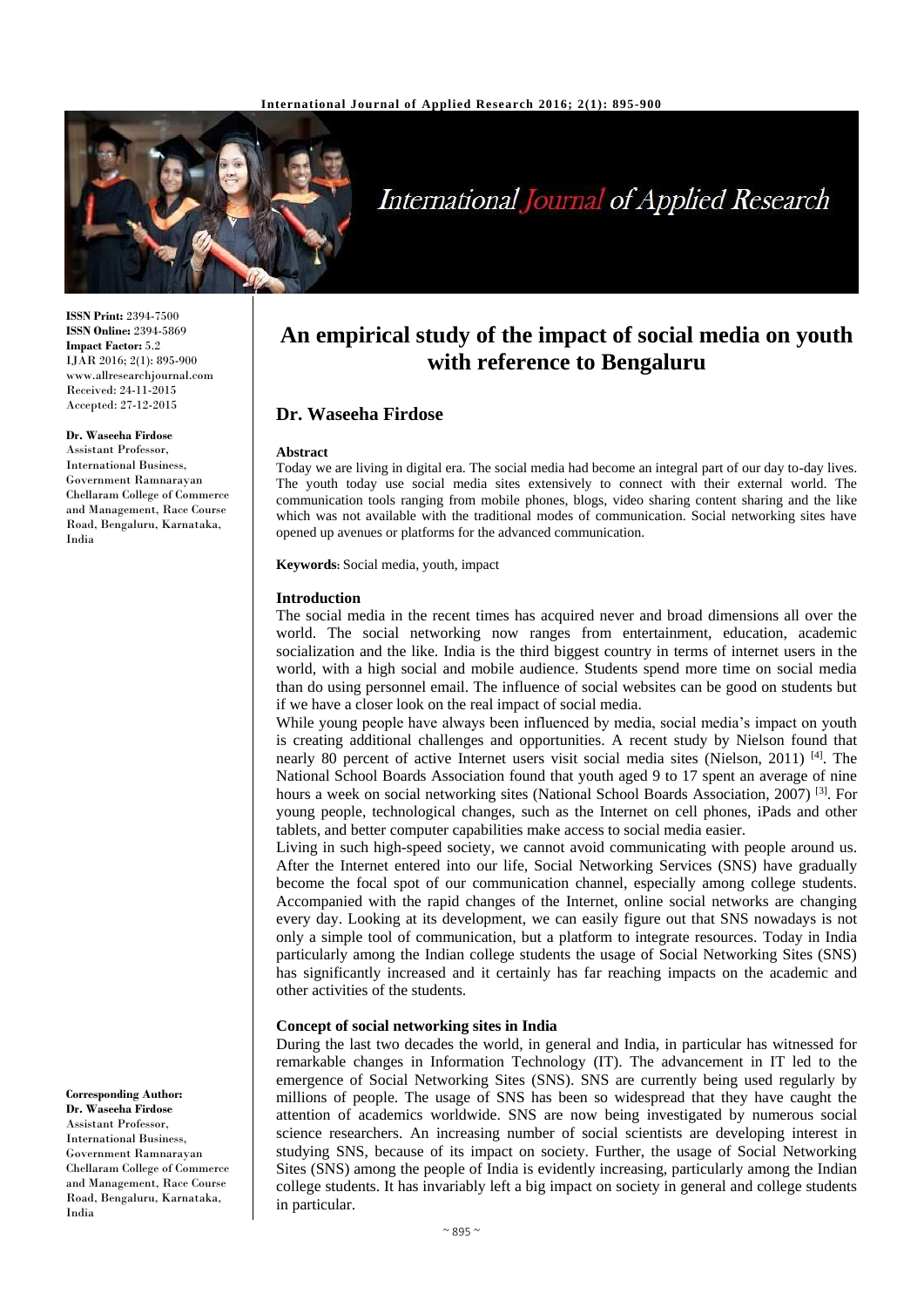**ISSN Print:** 2394-7500
**ISSN Online:** 2394-5869
**Impact Factor:** 5.2
IJAR 2016; 2(1): 895-900
www.allresearchjournal.com
Received: 24-11-2015
Accepted: 27-12-2015

**Dr. Waseeha Firdose**
Assistant Professor, International Business, Government Ramnarayan Chellaram College of Commerce and Management, Race Course Road, Bengaluru, Karnataka, India

**Corresponding Author:**
**Dr. Waseeha Firdose**
Assistant Professor, International Business, Government Ramnarayan Chellaram College of Commerce and Management, Race Course Road, Bengaluru, Karnataka, India

# An empirical study of the impact of social media on youth with reference to Bengaluru

## Dr. Waseeha Firdose

### Abstract

Today we are living in digital era. The social media had become an integral part of our day to-day lives. The youth today use social media sites extensively to connect with their external world. The communication tools ranging from mobile phones, blogs, video sharing content sharing and the like which was not available with the traditional modes of communication. Social networking sites have opened up avenues or platforms for the advanced communication.

**Keywords:** Social media, youth, impact

### Introduction

The social media in the recent times has acquired never and broad dimensions all over the world. The social networking now ranges from entertainment, education, academic socialization and the like. India is the third biggest country in terms of internet users in the world, with a high social and mobile audience. Students spend more time on social media than do using personnel email. The influence of social websites can be good on students but if we have a closer look on the real impact of social media.

While young people have always been influenced by media, social media's impact on youth is creating additional challenges and opportunities. A recent study by Nielson found that nearly 80 percent of active Internet users visit social media sites (Nielson, 2011) [4]. The National School Boards Association found that youth aged 9 to 17 spent an average of nine hours a week on social networking sites (National School Boards Association, 2007) [3]. For young people, technological changes, such as the Internet on cell phones, iPads and other tablets, and better computer capabilities make access to social media easier.

Living in such high-speed society, we cannot avoid communicating with people around us. After the Internet entered into our life, Social Networking Services (SNS) have gradually become the focal spot of our communication channel, especially among college students. Accompanied with the rapid changes of the Internet, online social networks are changing every day. Looking at its development, we can easily figure out that SNS nowadays is not only a simple tool of communication, but a platform to integrate resources. Today in India particularly among the Indian college students the usage of Social Networking Sites (SNS) has significantly increased and it certainly has far reaching impacts on the academic and other activities of the students.

### Concept of social networking sites in India

During the last two decades the world, in general and India, in particular has witnessed for remarkable changes in Information Technology (IT). The advancement in IT led to the emergence of Social Networking Sites (SNS). SNS are currently being used regularly by millions of people. The usage of SNS has been so widespread that they have caught the attention of academics worldwide. SNS are now being investigated by numerous social science researchers. An increasing number of social scientists are developing interest in studying SNS, because of its impact on society. Further, the usage of Social Networking Sites (SNS) among the people of India is evidently increasing, particularly among the Indian college students. It has invariably left a big impact on society in general and college students in particular.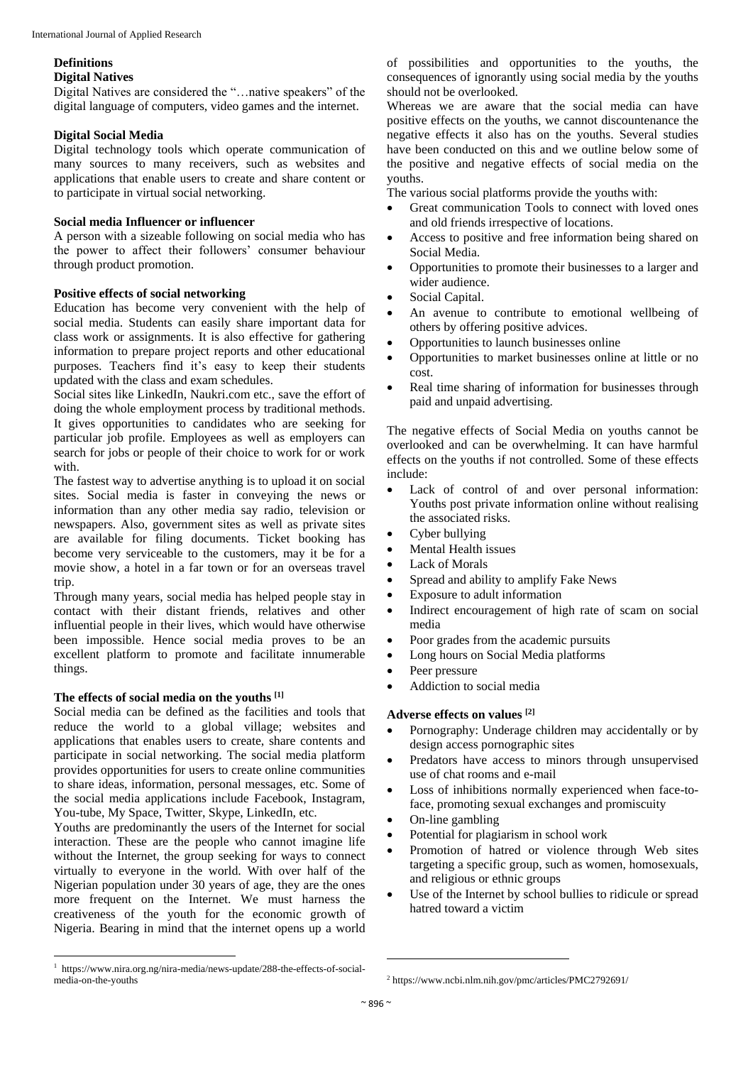### Definitions

#### Digital Natives

Digital Natives are considered the "…native speakers" of the digital language of computers, video games and the internet.

#### Digital Social Media

Digital technology tools which operate communication of many sources to many receivers, such as websites and applications that enable users to create and share content or to participate in virtual social networking.

#### Social media Influencer or influencer

A person with a sizeable following on social media who has the power to affect their followers' consumer behaviour through product promotion.

#### Positive effects of social networking

Education has become very convenient with the help of social media. Students can easily share important data for class work or assignments. It is also effective for gathering information to prepare project reports and other educational purposes. Teachers find it's easy to keep their students updated with the class and exam schedules.

Social sites like LinkedIn, Naukri.com etc., save the effort of doing the whole employment process by traditional methods. It gives opportunities to candidates who are seeking for particular job profile. Employees as well as employers can search for jobs or people of their choice to work for or work with.

The fastest way to advertise anything is to upload it on social sites. Social media is faster in conveying the news or information than any other media say radio, television or newspapers. Also, government sites as well as private sites are available for filing documents. Ticket booking has become very serviceable to the customers, may it be for a movie show, a hotel in a far town or for an overseas travel trip.

Through many years, social media has helped people stay in contact with their distant friends, relatives and other influential people in their lives, which would have otherwise been impossible. Hence social media proves to be an excellent platform to promote and facilitate innumerable things.

#### The effects of social media on the youths [1]

Social media can be defined as the facilities and tools that reduce the world to a global village; websites and applications that enables users to create, share contents and participate in social networking. The social media platform provides opportunities for users to create online communities to share ideas, information, personal messages, etc. Some of the social media applications include Facebook, Instagram, You-tube, My Space, Twitter, Skype, LinkedIn, etc.

Youths are predominantly the users of the Internet for social interaction. These are the people who cannot imagine life without the Internet, the group seeking for ways to connect virtually to everyone in the world. With over half of the Nigerian population under 30 years of age, they are the ones more frequent on the Internet. We must harness the creativeness of the youth for the economic growth of Nigeria. Bearing in mind that the internet opens up a world of possibilities and opportunities to the youths, the consequences of ignorantly using social media by the youths should not be overlooked.

Whereas we are aware that the social media can have positive effects on the youths, we cannot discountenance the negative effects it also has on the youths. Several studies have been conducted on this and we outline below some of the positive and negative effects of social media on the youths.

The various social platforms provide the youths with:

- Great communication Tools to connect with loved ones and old friends irrespective of locations.
- Access to positive and free information being shared on Social Media.
- Opportunities to promote their businesses to a larger and wider audience.
- Social Capital.
- An avenue to contribute to emotional wellbeing of others by offering positive advices.
- Opportunities to launch businesses online
- Opportunities to market businesses online at little or no cost.
- Real time sharing of information for businesses through paid and unpaid advertising.

The negative effects of Social Media on youths cannot be overlooked and can be overwhelming. It can have harmful effects on the youths if not controlled. Some of these effects include:

- Lack of control of and over personal information: Youths post private information online without realising the associated risks.
- Cyber bullying
- Mental Health issues
- Lack of Morals
- Spread and ability to amplify Fake News
- Exposure to adult information
- Indirect encouragement of high rate of scam on social media
- Poor grades from the academic pursuits
- Long hours on Social Media platforms
- Peer pressure
- Addiction to social media

#### Adverse effects on values [2]

- Pornography: Underage children may accidentally or by design access pornographic sites
- Predators have access to minors through unsupervised use of chat rooms and e-mail
- Loss of inhibitions normally experienced when face-to-face, promoting sexual exchanges and promiscuity
- On-line gambling
- Potential for plagiarism in school work
- Promotion of hatred or violence through Web sites targeting a specific group, such as women, homosexuals, and religious or ethnic groups
- Use of the Internet by school bullies to ridicule or spread hatred toward a victim

---

[1] https://www.nira.org.ng/nira-media/news-update/288-the-effects-of-social-media-on-the-youths

[2] https://www.ncbi.nlm.nih.gov/pmc/articles/PMC2792691/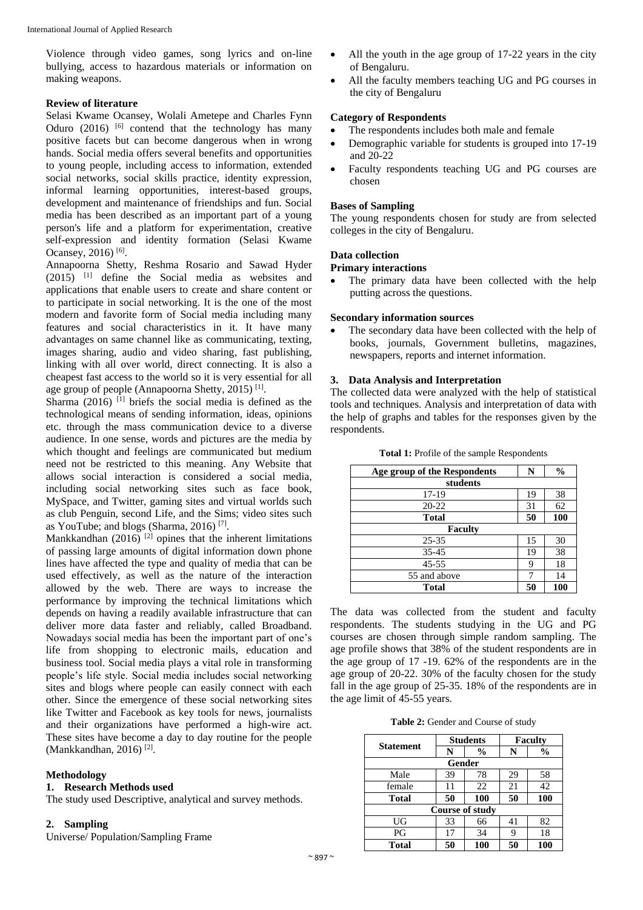Violence through video games, song lyrics and on-line bullying, access to hazardous materials or information on making weapons.

**Review of literature**

Selasi Kwame Ocansey, Wolali Ametepe and Charles Fynn Oduro (2016) [6] contend that the technology has many positive facets but can become dangerous when in wrong hands. Social media offers several benefits and opportunities to young people, including access to information, extended social networks, social skills practice, identity expression, informal learning opportunities, interest-based groups, development and maintenance of friendships and fun. Social media has been described as an important part of a young person's life and a platform for experimentation, creative self-expression and identity formation (Selasi Kwame Ocansey, 2016) [6].

Annapoorna Shetty, Reshma Rosario and Sawad Hyder (2015) [1] define the Social media as websites and applications that enable users to create and share content or to participate in social networking. It is the one of the most modern and favorite form of Social media including many features and social characteristics in it. It have many advantages on same channel like as communicating, texting, images sharing, audio and video sharing, fast publishing, linking with all over world, direct connecting. It is also a cheapest fast access to the world so it is very essential for all age group of people (Annapoorna Shetty, 2015) [1].

Sharma (2016) [1] briefs the social media is defined as the technological means of sending information, ideas, opinions etc. through the mass communication device to a diverse audience. In one sense, words and pictures are the media by which thought and feelings are communicated but medium need not be restricted to this meaning. Any Website that allows social interaction is considered a social media, including social networking sites such as face book, MySpace, and Twitter, gaming sites and virtual worlds such as club Penguin, second Life, and the Sims; video sites such as YouTube; and blogs (Sharma, 2016) [7].

Mankkandhan (2016) [2] opines that the inherent limitations of passing large amounts of digital information down phone lines have affected the type and quality of media that can be used effectively, as well as the nature of the interaction allowed by the web. There are ways to increase the performance by improving the technical limitations which depends on having a readily available infrastructure that can deliver more data faster and reliably, called Broadband. Nowadays social media has been the important part of one's life from shopping to electronic mails, education and business tool. Social media plays a vital role in transforming people's life style. Social media includes social networking sites and blogs where people can easily connect with each other. Since the emergence of these social networking sites like Twitter and Facebook as key tools for news, journalists and their organizations have performed a high-wire act. These sites have become a day to day routine for the people (Mankkandhan, 2016) [2].

**Methodology**

**1. Research Methods used**

The study used Descriptive, analytical and survey methods.

**2. Sampling**

Universe/ Population/Sampling Frame

- All the youth in the age group of 17-22 years in the city of Bengaluru.
- All the faculty members teaching UG and PG courses in the city of Bengaluru

**Category of Respondents**

- The respondents includes both male and female
- Demographic variable for students is grouped into 17-19 and 20-22
- Faculty respondents teaching UG and PG courses are chosen

**Bases of Sampling**

The young respondents chosen for study are from selected colleges in the city of Bengaluru.

**Data collection**

**Primary interactions**

- The primary data have been collected with the help putting across the questions.

**Secondary information sources**

- The secondary data have been collected with the help of books, journals, Government bulletins, magazines, newspapers, reports and internet information.

**3. Data Analysis and Interpretation**

The collected data were analyzed with the help of statistical tools and techniques. Analysis and interpretation of data with the help of graphs and tables for the responses given by the respondents.

**Total 1:** Profile of the sample Respondents

| Age group of the Respondents | N | % |
|---|---|---|
| students | | |
| 17-19 | 19 | 38 |
| 20-22 | 31 | 62 |
| **Total** | **50** | **100** |
| Faculty | | |
| 25-35 | 15 | 30 |
| 35-45 | 19 | 38 |
| 45-55 | 9 | 18 |
| 55 and above | 7 | 14 |
| **Total** | **50** | **100** |

The data was collected from the student and faculty respondents. The students studying in the UG and PG courses are chosen through simple random sampling. The age profile shows that 38% of the student respondents are in the age group of 17 -19. 62% of the respondents are in the age group of 20-22. 30% of the faculty chosen for the study fall in the age group of 25-35. 18% of the respondents are in the age limit of 45-55 years.

**Table 2:** Gender and Course of study

| Statement | Students | | Faculty | |
|---|---|---|---|---|
| | N | % | N | % |
| Gender | | | | |
| Male | 39 | 78 | 29 | 58 |
| female | 11 | 22 | 21 | 42 |
| **Total** | **50** | **100** | **50** | **100** |
| Course of study | | | | |
| UG | 33 | 66 | 41 | 82 |
| PG | 17 | 34 | 9 | 18 |
| **Total** | **50** | **100** | **50** | **100** |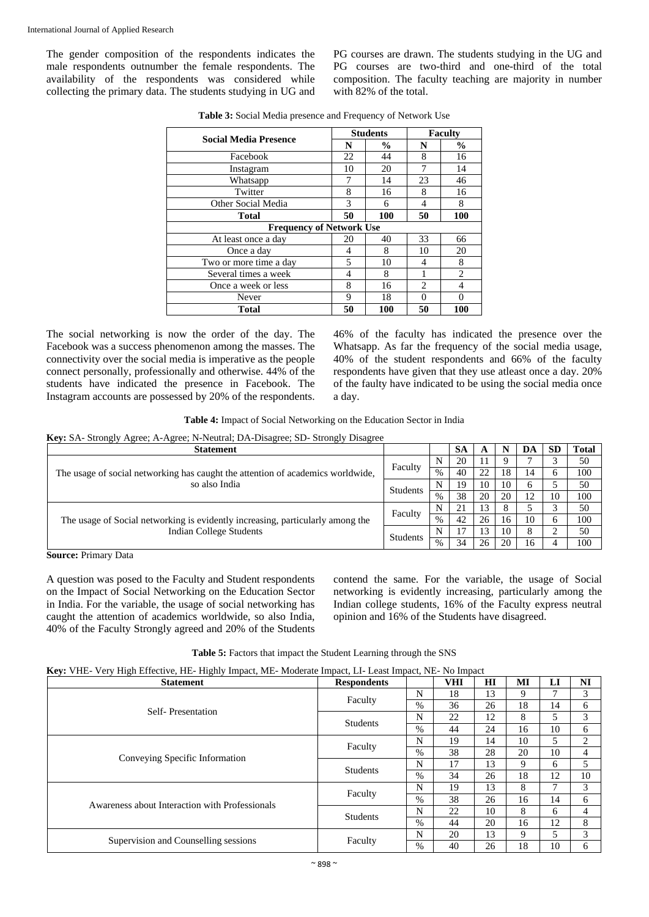The gender composition of the respondents indicates the male respondents outnumber the female respondents. The availability of the respondents was considered while collecting the primary data. The students studying in UG and PG courses are drawn. The students studying in the UG and PG courses are two-third and one-third of the total composition. The faculty teaching are majority in number with 82% of the total.

**Table 3:** Social Media presence and Frequency of Network Use

| Social Media Presence | Students | | Faculty | |
|---|---|---|---|---|
| | N | % | N | % |
| Facebook | 22 | 44 | 8 | 16 |
| Instagram | 10 | 20 | 7 | 14 |
| Whatsapp | 7 | 14 | 23 | 46 |
| Twitter | 8 | 16 | 8 | 16 |
| Other Social Media | 3 | 6 | 4 | 8 |
| **Total** | **50** | **100** | **50** | **100** |
| **Frequency of Network Use** | | | | |
| At least once a day | 20 | 40 | 33 | 66 |
| Once a day | 4 | 8 | 10 | 20 |
| Two or more time a day | 5 | 10 | 4 | 8 |
| Several times a week | 4 | 8 | 1 | 2 |
| Once a week or less | 8 | 16 | 2 | 4 |
| Never | 9 | 18 | 0 | 0 |
| **Total** | **50** | **100** | **50** | **100** |

The social networking is now the order of the day. The Facebook was a success phenomenon among the masses. The connectivity over the social media is imperative as the people connect personally, professionally and otherwise. 44% of the students have indicated the presence in Facebook. The Instagram accounts are possessed by 20% of the respondents. 46% of the faculty has indicated the presence over the Whatsapp. As far the frequency of the social media usage, 40% of the student respondents and 66% of the faculty respondents have given that they use atleast once a day. 20% of the faulty have indicated to be using the social media once a day.

**Table 4:** Impact of Social Networking on the Education Sector in India

**Key:** SA- Strongly Agree; A-Agree; N-Neutral; DA-Disagree; SD- Strongly Disagree

| Statement | | | SA | A | N | DA | SD | Total |
|---|---|---|---|---|---|---|---|---|
| The usage of social networking has caught the attention of academics worldwide, so also India | Faculty | N | 20 | 11 | 9 | 7 | 3 | 50 |
| | | % | 40 | 22 | 18 | 14 | 6 | 100 |
| | Students | N | 19 | 10 | 10 | 6 | 5 | 50 |
| | | % | 38 | 20 | 20 | 12 | 10 | 100 |
| The usage of Social networking is evidently increasing, particularly among the Indian College Students | Faculty | N | 21 | 13 | 8 | 5 | 3 | 50 |
| | | % | 42 | 26 | 16 | 10 | 6 | 100 |
| | Students | N | 17 | 13 | 10 | 8 | 2 | 50 |
| | | % | 34 | 26 | 20 | 16 | 4 | 100 |

**Source:** Primary Data

A question was posed to the Faculty and Student respondents on the Impact of Social Networking on the Education Sector in India. For the variable, the usage of social networking has caught the attention of academics worldwide, so also India, 40% of the Faculty Strongly agreed and 20% of the Students contend the same. For the variable, the usage of Social networking is evidently increasing, particularly among the Indian college students, 16% of the Faculty express neutral opinion and 16% of the Students have disagreed.

**Table 5:** Factors that impact the Student Learning through the SNS

**Key:** VHE- Very High Effective, HE- Highly Impact, ME- Moderate Impact, LI- Least Impact, NE- No Impact

| Statement | Respondents | | VHI | HI | MI | LI | NI |
|---|---|---|---|---|---|---|---|
| Self- Presentation | Faculty | N | 18 | 13 | 9 | 7 | 3 |
| | | % | 36 | 26 | 18 | 14 | 6 |
| | Students | N | 22 | 12 | 8 | 5 | 3 |
| | | % | 44 | 24 | 16 | 10 | 6 |
| Conveying Specific Information | Faculty | N | 19 | 14 | 10 | 5 | 2 |
| | | % | 38 | 28 | 20 | 10 | 4 |
| | Students | N | 17 | 13 | 9 | 6 | 5 |
| | | % | 34 | 26 | 18 | 12 | 10 |
| Awareness about Interaction with Professionals | Faculty | N | 19 | 13 | 8 | 7 | 3 |
| | | % | 38 | 26 | 16 | 14 | 6 |
| | Students | N | 22 | 10 | 8 | 6 | 4 |
| | | % | 44 | 20 | 16 | 12 | 8 |
| Supervision and Counselling sessions | Faculty | N | 20 | 13 | 9 | 5 | 3 |
| | | % | 40 | 26 | 18 | 10 | 6 |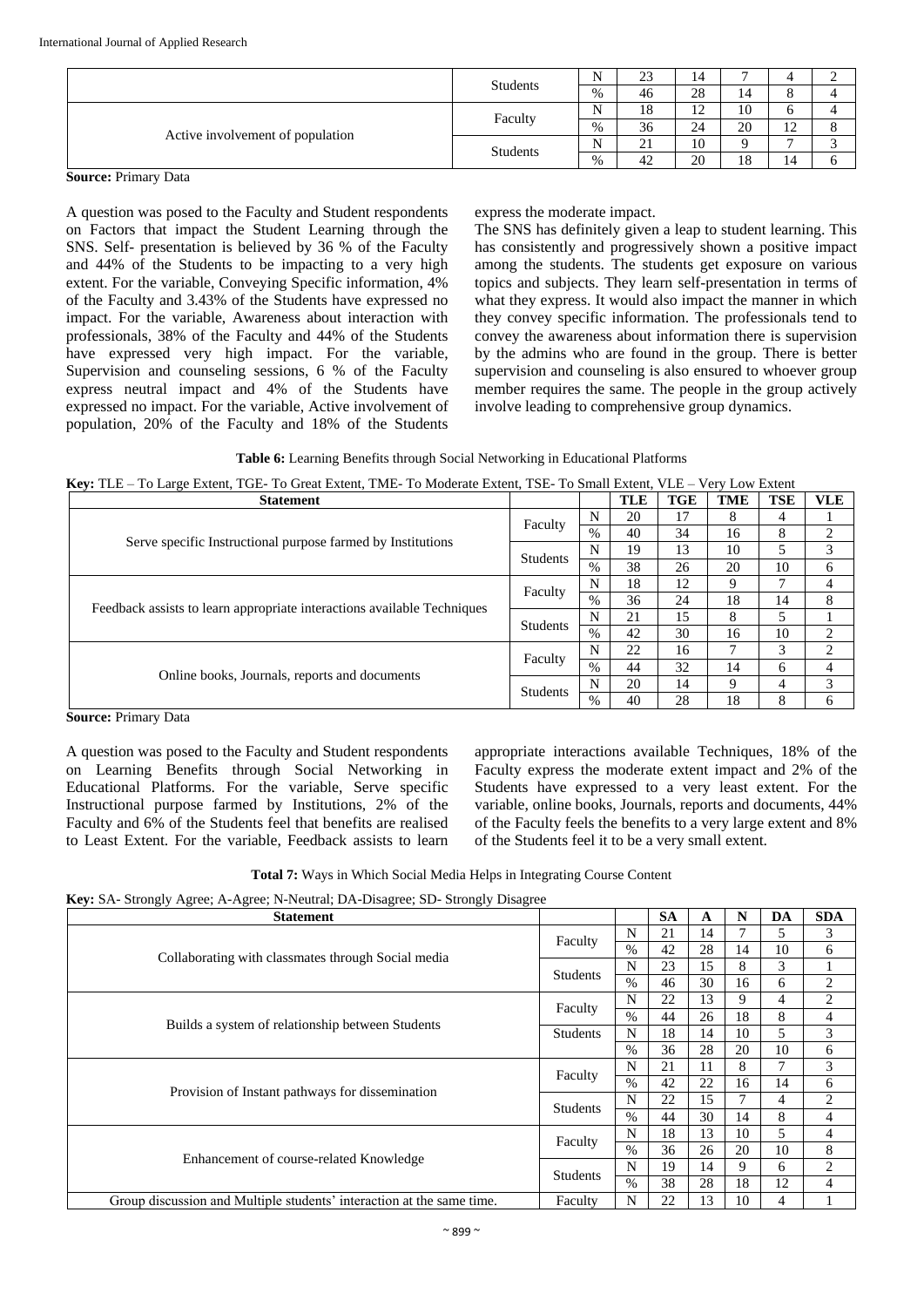| | | | | | | | |
|---|---|---|---|---|---|---|---|
| | Students | N | 23 | 14 | 7 | 4 | 2 |
| | | % | 46 | 28 | 14 | 8 | 4 |
| Active involvement of population | Faculty | N | 18 | 12 | 10 | 6 | 4 |
| | | % | 36 | 24 | 20 | 12 | 8 |
| | Students | N | 21 | 10 | 9 | 7 | 3 |
| | | % | 42 | 20 | 18 | 14 | 6 |

**Source:** Primary Data

A question was posed to the Faculty and Student respondents on Factors that impact the Student Learning through the SNS. Self- presentation is believed by 36 % of the Faculty and 44% of the Students to be impacting to a very high extent. For the variable, Conveying Specific information, 4% of the Faculty and 3.43% of the Students have expressed no impact. For the variable, Awareness about interaction with professionals, 38% of the Faculty and 44% of the Students have expressed very high impact. For the variable, Supervision and counseling sessions, 6 % of the Faculty express neutral impact and 4% of the Students have expressed no impact. For the variable, Active involvement of population, 20% of the Faculty and 18% of the Students express the moderate impact.

The SNS has definitely given a leap to student learning. This has consistently and progressively shown a positive impact among the students. The students get exposure on various topics and subjects. They learn self-presentation in terms of what they express. It would also impact the manner in which they convey specific information. The professionals tend to convey the awareness about information there is supervision by the admins who are found in the group. There is better supervision and counseling is also ensured to whoever group member requires the same. The people in the group actively involve leading to comprehensive group dynamics.

**Table 6:** Learning Benefits through Social Networking in Educational Platforms

**Key:** TLE – To Large Extent, TGE- To Great Extent, TME- To Moderate Extent, TSE- To Small Extent, VLE – Very Low Extent

| Statement | | | TLE | TGE | TME | TSE | VLE |
|---|---|---|---|---|---|---|---|
| Serve specific Instructional purpose farmed by Institutions | Faculty | N | 20 | 17 | 8 | 4 | 1 |
| | | % | 40 | 34 | 16 | 8 | 2 |
| | Students | N | 19 | 13 | 10 | 5 | 3 |
| | | % | 38 | 26 | 20 | 10 | 6 |
| Feedback assists to learn appropriate interactions available Techniques | Faculty | N | 18 | 12 | 9 | 7 | 4 |
| | | % | 36 | 24 | 18 | 14 | 8 |
| | Students | N | 21 | 15 | 8 | 5 | 1 |
| | | % | 42 | 30 | 16 | 10 | 2 |
| Online books, Journals, reports and documents | Faculty | N | 22 | 16 | 7 | 3 | 2 |
| | | % | 44 | 32 | 14 | 6 | 4 |
| | Students | N | 20 | 14 | 9 | 4 | 3 |
| | | % | 40 | 28 | 18 | 8 | 6 |

**Source:** Primary Data

A question was posed to the Faculty and Student respondents on Learning Benefits through Social Networking in Educational Platforms. For the variable, Serve specific Instructional purpose farmed by Institutions, 2% of the Faculty and 6% of the Students feel that benefits are realised to Least Extent. For the variable, Feedback assists to learn appropriate interactions available Techniques, 18% of the Faculty express the moderate extent impact and 2% of the Students have expressed to a very least extent. For the variable, online books, Journals, reports and documents, 44% of the Faculty feels the benefits to a very large extent and 8% of the Students feel it to be a very small extent.

**Total 7:** Ways in Which Social Media Helps in Integrating Course Content

**Key:** SA- Strongly Agree; A-Agree; N-Neutral; DA-Disagree; SD- Strongly Disagree

| Statement | | | SA | A | N | DA | SDA |
|---|---|---|---|---|---|---|---|
| Collaborating with classmates through Social media | Faculty | N | 21 | 14 | 7 | 5 | 3 |
| | | % | 42 | 28 | 14 | 10 | 6 |
| | Students | N | 23 | 15 | 8 | 3 | 1 |
| | | % | 46 | 30 | 16 | 6 | 2 |
| Builds a system of relationship between Students | Faculty | N | 22 | 13 | 9 | 4 | 2 |
| | | % | 44 | 26 | 18 | 8 | 4 |
| | Students | N | 18 | 14 | 10 | 5 | 3 |
| | | % | 36 | 28 | 20 | 10 | 6 |
| Provision of Instant pathways for dissemination | Faculty | N | 21 | 11 | 8 | 7 | 3 |
| | | % | 42 | 22 | 16 | 14 | 6 |
| | Students | N | 22 | 15 | 7 | 4 | 2 |
| | | % | 44 | 30 | 14 | 8 | 4 |
| Enhancement of course-related Knowledge | Faculty | N | 18 | 13 | 10 | 5 | 4 |
| | | % | 36 | 26 | 20 | 10 | 8 |
| | Students | N | 19 | 14 | 9 | 6 | 2 |
| | | % | 38 | 28 | 18 | 12 | 4 |
| Group discussion and Multiple students' interaction at the same time. | Faculty | N | 22 | 13 | 10 | 4 | 1 |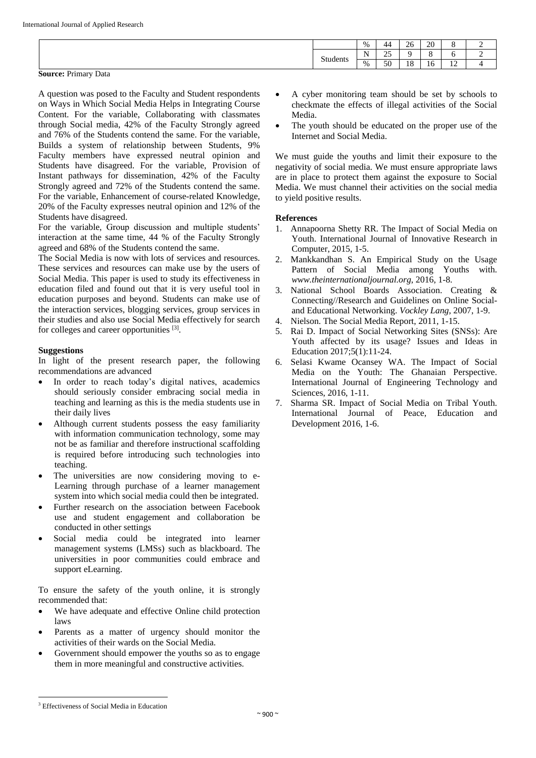| | | | | | | | |
|---|---|---|---|---|---|---|---|
| | | % | 44 | 26 | 20 | 8 | 2 |
| | Students | N | 25 | 9 | 8 | 6 | 2 |
| | | % | 50 | 18 | 16 | 12 | 4 |

**Source:** Primary Data

A question was posed to the Faculty and Student respondents on Ways in Which Social Media Helps in Integrating Course Content. For the variable, Collaborating with classmates through Social media, 42% of the Faculty Strongly agreed and 76% of the Students contend the same. For the variable, Builds a system of relationship between Students, 9% Faculty members have expressed neutral opinion and Students have disagreed. For the variable, Provision of Instant pathways for dissemination, 42% of the Faculty Strongly agreed and 72% of the Students contend the same. For the variable, Enhancement of course-related Knowledge, 20% of the Faculty expresses neutral opinion and 12% of the Students have disagreed.

For the variable, Group discussion and multiple students' interaction at the same time, 44 % of the Faculty Strongly agreed and 68% of the Students contend the same.

The Social Media is now with lots of services and resources. These services and resources can make use by the users of Social Media. This paper is used to study its effectiveness in education filed and found out that it is very useful tool in education purposes and beyond. Students can make use of the interaction services, blogging services, group services in their studies and also use Social Media effectively for search for colleges and career opportunities [3].

**Suggestions**

In light of the present research paper, the following recommendations are advanced

- In order to reach today's digital natives, academics should seriously consider embracing social media in teaching and learning as this is the media students use in their daily lives
- Although current students possess the easy familiarity with information communication technology, some may not be as familiar and therefore instructional scaffolding is required before introducing such technologies into teaching.
- The universities are now considering moving to e-Learning through purchase of a learner management system into which social media could then be integrated.
- Further research on the association between Facebook use and student engagement and collaboration be conducted in other settings
- Social media could be integrated into learner management systems (LMSs) such as blackboard. The universities in poor communities could embrace and support eLearning.

To ensure the safety of the youth online, it is strongly recommended that:

- We have adequate and effective Online child protection laws
- Parents as a matter of urgency should monitor the activities of their wards on the Social Media.
- Government should empower the youths so as to engage them in more meaningful and constructive activities.
- A cyber monitoring team should be set by schools to checkmate the effects of illegal activities of the Social Media.
- The youth should be educated on the proper use of the Internet and Social Media.

We must guide the youths and limit their exposure to the negativity of social media. We must ensure appropriate laws are in place to protect them against the exposure to Social Media. We must channel their activities on the social media to yield positive results.

**References**

1. Annapoorna Shetty RR. The Impact of Social Media on Youth. International Journal of Innovative Research in Computer, 2015, 1-5.
2. Mankkandhan S. An Empirical Study on the Usage Pattern of Social Media among Youths with. *www.theinternationaljournal.org*, 2016, 1-8.
3. National School Boards Association. Creating & Connecting//Research and Guidelines on Online Social- and Educational Networking. *Vockley Lang*, 2007, 1-9.
4. Nielson. The Social Media Report, 2011, 1-15.
5. Rai D. Impact of Social Networking Sites (SNSs): Are Youth affected by its usage? Issues and Ideas in Education 2017;5(1):11-24.
6. Selasi Kwame Ocansey WA. The Impact of Social Media on the Youth: The Ghanaian Perspective. International Journal of Engineering Technology and Sciences, 2016, 1-11.
7. Sharma SR. Impact of Social Media on Tribal Youth. International Journal of Peace, Education and Development 2016, 1-6.

[3] Effectiveness of Social Media in Education